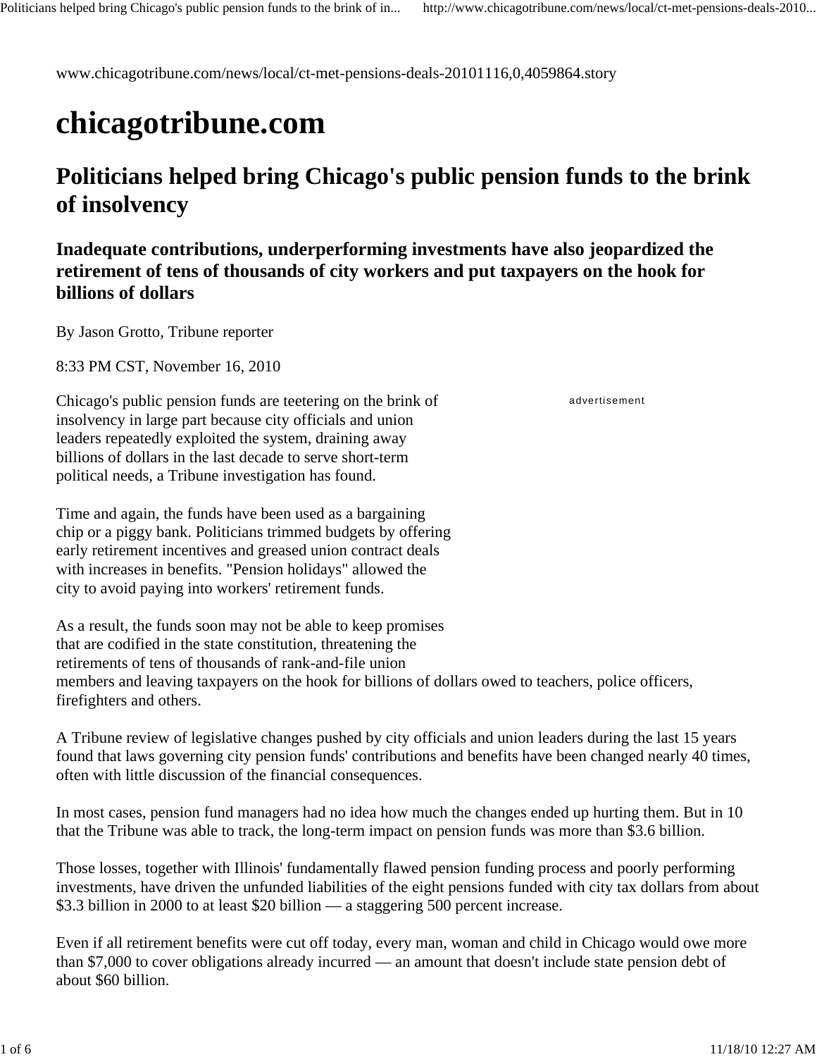www.chicagotribune.com/news/local/ct-met-pensions-deals-20101116,0,4059864.story

# chicagotribune.com

## Politicians helped bring Chicago's public pension funds to the brink of insolvency

### Inadequate contributions, underperforming investments have also jeopardized the retirement of tens of thousands of city workers and put taxpayers on the hook for billions of dollars

By Jason Grotto, Tribune reporter

8:33 PM CST, November 16, 2010

Chicago's public pension funds are teetering on the brink of insolvency in large part because city officials and union leaders repeatedly exploited the system, draining away billions of dollars in the last decade to serve short-term political needs, a Tribune investigation has found.

Time and again, the funds have been used as a bargaining chip or a piggy bank. Politicians trimmed budgets by offering early retirement incentives and greased union contract deals with increases in benefits. "Pension holidays" allowed the city to avoid paying into workers' retirement funds.

As a result, the funds soon may not be able to keep promises that are codified in the state constitution, threatening the retirements of tens of thousands of rank-and-file union members and leaving taxpayers on the hook for billions of dollars owed to teachers, police officers, firefighters and others.

A Tribune review of legislative changes pushed by city officials and union leaders during the last 15 years found that laws governing city pension funds' contributions and benefits have been changed nearly 40 times, often with little discussion of the financial consequences.

In most cases, pension fund managers had no idea how much the changes ended up hurting them. But in 10 that the Tribune was able to track, the long-term impact on pension funds was more than $3.6 billion.

Those losses, together with Illinois' fundamentally flawed pension funding process and poorly performing investments, have driven the unfunded liabilities of the eight pensions funded with city tax dollars from about $3.3 billion in 2000 to at least $20 billion — a staggering 500 percent increase.

Even if all retirement benefits were cut off today, every man, woman and child in Chicago would owe more than $7,000 to cover obligations already incurred — an amount that doesn't include state pension debt of about $60 billion.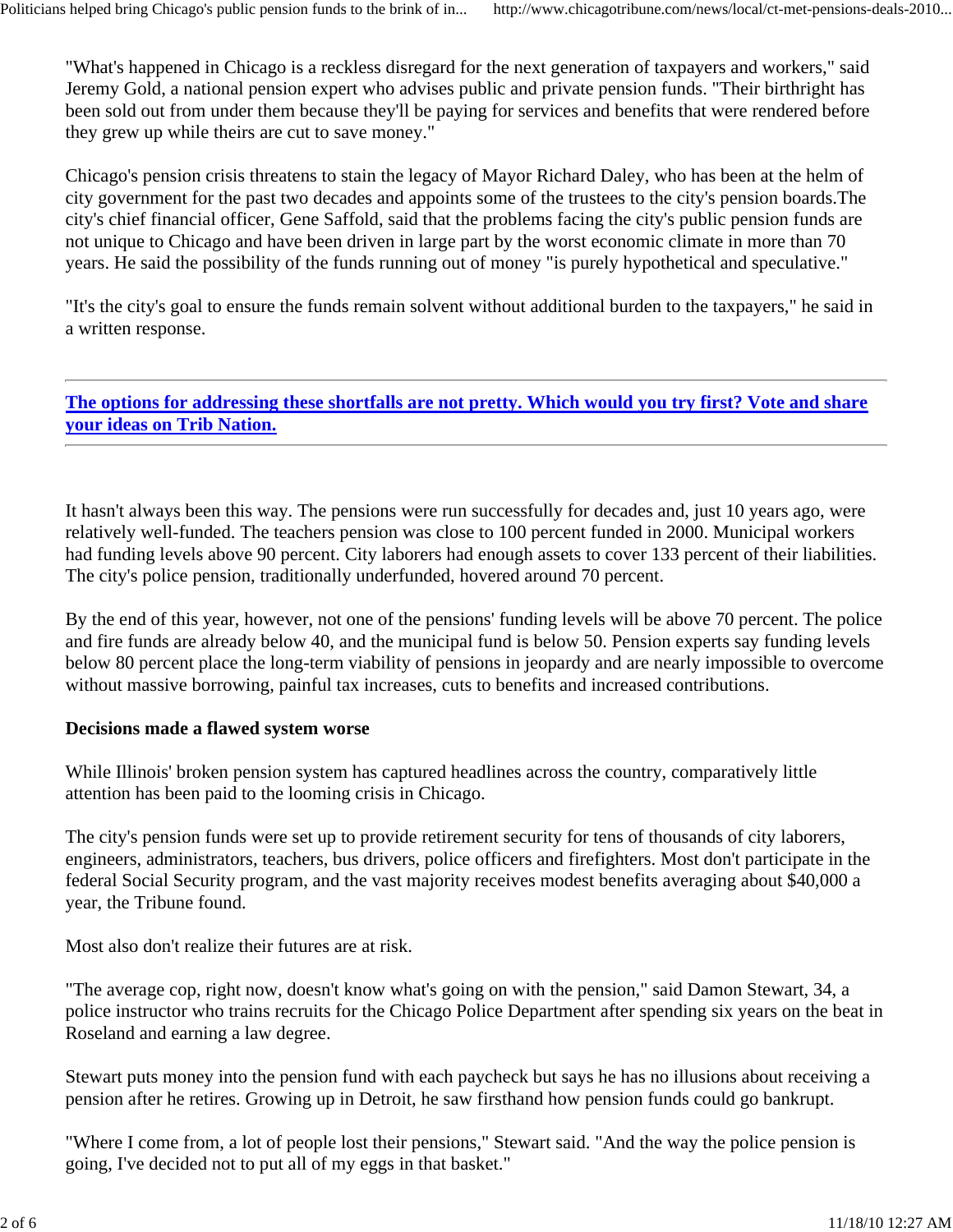"What's happened in Chicago is a reckless disregard for the next generation of taxpayers and workers," said Jeremy Gold, a national pension expert who advises public and private pension funds. "Their birthright has been sold out from under them because they'll be paying for services and benefits that were rendered before they grew up while theirs are cut to save money."

Chicago's pension crisis threatens to stain the legacy of Mayor Richard Daley, who has been at the helm of city government for the past two decades and appoints some of the trustees to the city's pension boards.The city's chief financial officer, Gene Saffold, said that the problems facing the city's public pension funds are not unique to Chicago and have been driven in large part by the worst economic climate in more than 70 years. He said the possibility of the funds running out of money "is purely hypothetical and speculative."

"It's the city's goal to ensure the funds remain solvent without additional burden to the taxpayers," he said in a written response.

---

**The options for addressing these shortfalls are not pretty. Which would you try first? Vote and share your ideas on Trib Nation.**

---

It hasn't always been this way. The pensions were run successfully for decades and, just 10 years ago, were relatively well-funded. The teachers pension was close to 100 percent funded in 2000. Municipal workers had funding levels above 90 percent. City laborers had enough assets to cover 133 percent of their liabilities. The city's police pension, traditionally underfunded, hovered around 70 percent.

By the end of this year, however, not one of the pensions' funding levels will be above 70 percent. The police and fire funds are already below 40, and the municipal fund is below 50. Pension experts say funding levels below 80 percent place the long-term viability of pensions in jeopardy and are nearly impossible to overcome without massive borrowing, painful tax increases, cuts to benefits and increased contributions.

**Decisions made a flawed system worse**

While Illinois' broken pension system has captured headlines across the country, comparatively little attention has been paid to the looming crisis in Chicago.

The city's pension funds were set up to provide retirement security for tens of thousands of city laborers, engineers, administrators, teachers, bus drivers, police officers and firefighters. Most don't participate in the federal Social Security program, and the vast majority receives modest benefits averaging about $40,000 a year, the Tribune found.

Most also don't realize their futures are at risk.

"The average cop, right now, doesn't know what's going on with the pension," said Damon Stewart, 34, a police instructor who trains recruits for the Chicago Police Department after spending six years on the beat in Roseland and earning a law degree.

Stewart puts money into the pension fund with each paycheck but says he has no illusions about receiving a pension after he retires. Growing up in Detroit, he saw firsthand how pension funds could go bankrupt.

"Where I come from, a lot of people lost their pensions," Stewart said. "And the way the police pension is going, I've decided not to put all of my eggs in that basket."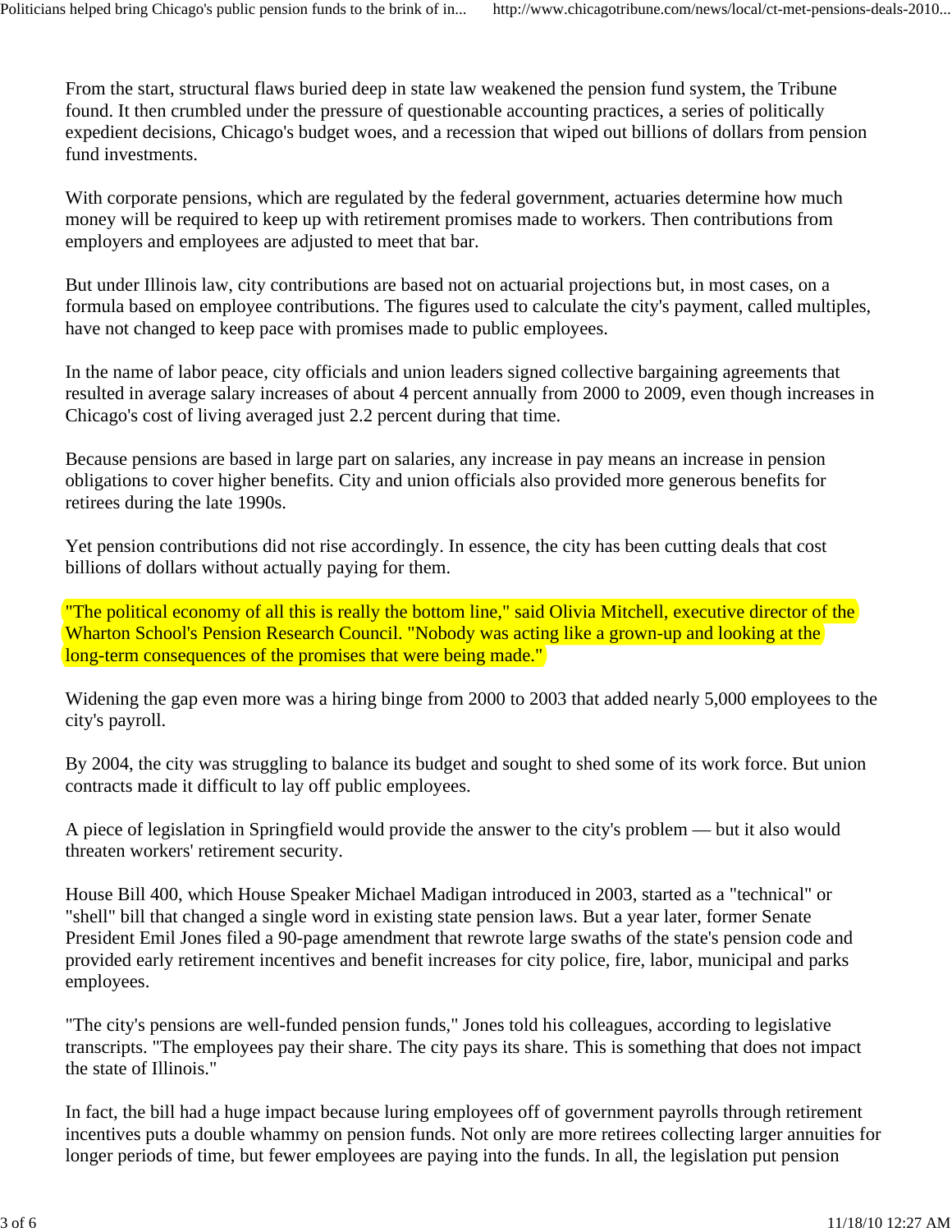From the start, structural flaws buried deep in state law weakened the pension fund system, the Tribune found. It then crumbled under the pressure of questionable accounting practices, a series of politically expedient decisions, Chicago's budget woes, and a recession that wiped out billions of dollars from pension fund investments.

With corporate pensions, which are regulated by the federal government, actuaries determine how much money will be required to keep up with retirement promises made to workers. Then contributions from employers and employees are adjusted to meet that bar.

But under Illinois law, city contributions are based not on actuarial projections but, in most cases, on a formula based on employee contributions. The figures used to calculate the city's payment, called multiples, have not changed to keep pace with promises made to public employees.

In the name of labor peace, city officials and union leaders signed collective bargaining agreements that resulted in average salary increases of about 4 percent annually from 2000 to 2009, even though increases in Chicago's cost of living averaged just 2.2 percent during that time.

Because pensions are based in large part on salaries, any increase in pay means an increase in pension obligations to cover higher benefits. City and union officials also provided more generous benefits for retirees during the late 1990s.

Yet pension contributions did not rise accordingly. In essence, the city has been cutting deals that cost billions of dollars without actually paying for them.

"The political economy of all this is really the bottom line," said Olivia Mitchell, executive director of the Wharton School's Pension Research Council. "Nobody was acting like a grown-up and looking at the long-term consequences of the promises that were being made."

Widening the gap even more was a hiring binge from 2000 to 2003 that added nearly 5,000 employees to the city's payroll.

By 2004, the city was struggling to balance its budget and sought to shed some of its work force. But union contracts made it difficult to lay off public employees.

A piece of legislation in Springfield would provide the answer to the city's problem — but it also would threaten workers' retirement security.

House Bill 400, which House Speaker Michael Madigan introduced in 2003, started as a "technical" or "shell" bill that changed a single word in existing state pension laws. But a year later, former Senate President Emil Jones filed a 90-page amendment that rewrote large swaths of the state's pension code and provided early retirement incentives and benefit increases for city police, fire, labor, municipal and parks employees.

"The city's pensions are well-funded pension funds," Jones told his colleagues, according to legislative transcripts. "The employees pay their share. The city pays its share. This is something that does not impact the state of Illinois."

In fact, the bill had a huge impact because luring employees off of government payrolls through retirement incentives puts a double whammy on pension funds. Not only are more retirees collecting larger annuities for longer periods of time, but fewer employees are paying into the funds. In all, the legislation put pension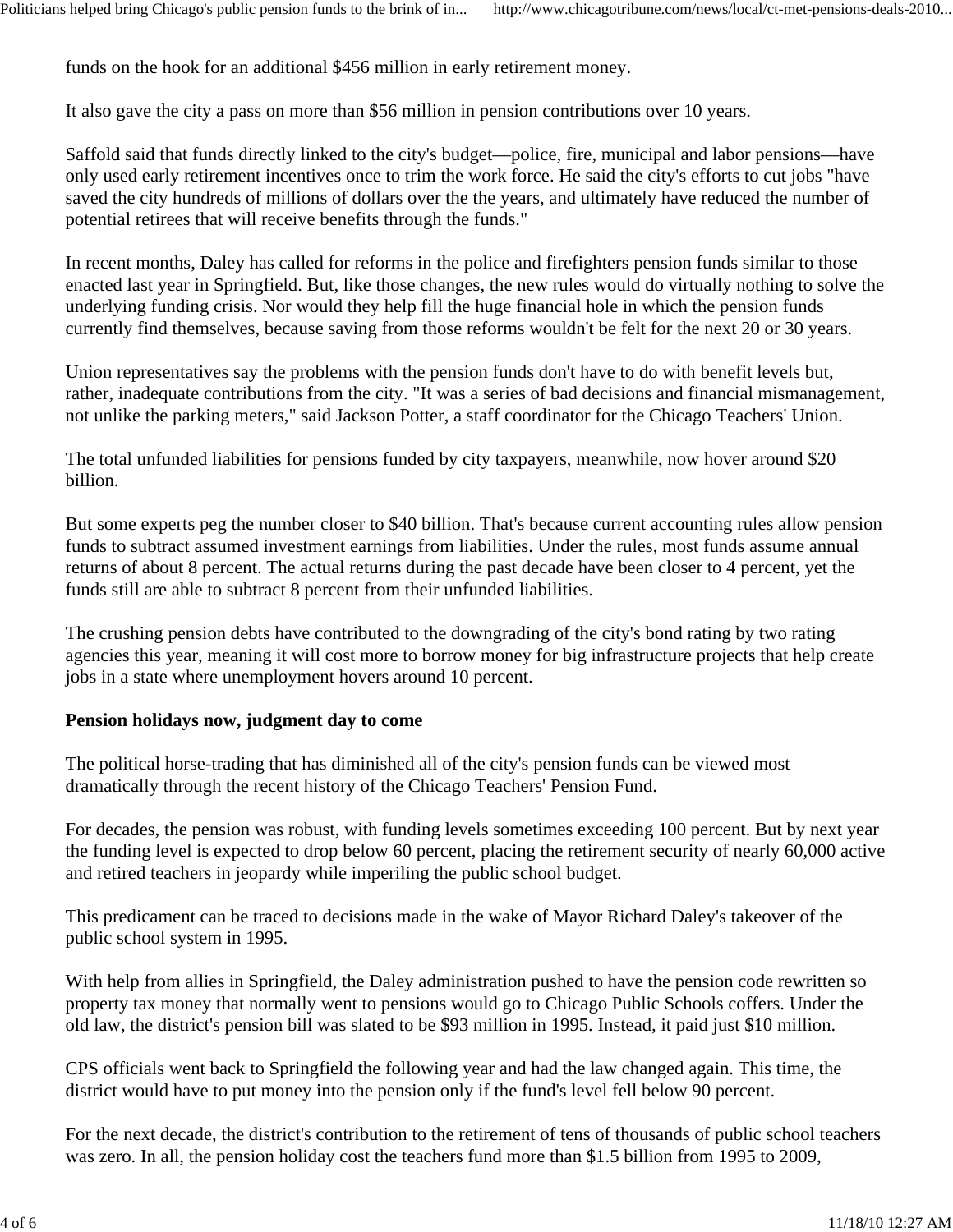funds on the hook for an additional $456 million in early retirement money.

It also gave the city a pass on more than $56 million in pension contributions over 10 years.

Saffold said that funds directly linked to the city's budget—police, fire, municipal and labor pensions—have only used early retirement incentives once to trim the work force. He said the city's efforts to cut jobs "have saved the city hundreds of millions of dollars over the the years, and ultimately have reduced the number of potential retirees that will receive benefits through the funds."

In recent months, Daley has called for reforms in the police and firefighters pension funds similar to those enacted last year in Springfield. But, like those changes, the new rules would do virtually nothing to solve the underlying funding crisis. Nor would they help fill the huge financial hole in which the pension funds currently find themselves, because saving from those reforms wouldn't be felt for the next 20 or 30 years.

Union representatives say the problems with the pension funds don't have to do with benefit levels but, rather, inadequate contributions from the city. "It was a series of bad decisions and financial mismanagement, not unlike the parking meters," said Jackson Potter, a staff coordinator for the Chicago Teachers' Union.

The total unfunded liabilities for pensions funded by city taxpayers, meanwhile, now hover around $20 billion.

But some experts peg the number closer to $40 billion. That's because current accounting rules allow pension funds to subtract assumed investment earnings from liabilities. Under the rules, most funds assume annual returns of about 8 percent. The actual returns during the past decade have been closer to 4 percent, yet the funds still are able to subtract 8 percent from their unfunded liabilities.

The crushing pension debts have contributed to the downgrading of the city's bond rating by two rating agencies this year, meaning it will cost more to borrow money for big infrastructure projects that help create jobs in a state where unemployment hovers around 10 percent.

**Pension holidays now, judgment day to come**

The political horse-trading that has diminished all of the city's pension funds can be viewed most dramatically through the recent history of the Chicago Teachers' Pension Fund.

For decades, the pension was robust, with funding levels sometimes exceeding 100 percent. But by next year the funding level is expected to drop below 60 percent, placing the retirement security of nearly 60,000 active and retired teachers in jeopardy while imperiling the public school budget.

This predicament can be traced to decisions made in the wake of Mayor Richard Daley's takeover of the public school system in 1995.

With help from allies in Springfield, the Daley administration pushed to have the pension code rewritten so property tax money that normally went to pensions would go to Chicago Public Schools coffers. Under the old law, the district's pension bill was slated to be $93 million in 1995. Instead, it paid just $10 million.

CPS officials went back to Springfield the following year and had the law changed again. This time, the district would have to put money into the pension only if the fund's level fell below 90 percent.

For the next decade, the district's contribution to the retirement of tens of thousands of public school teachers was zero. In all, the pension holiday cost the teachers fund more than $1.5 billion from 1995 to 2009,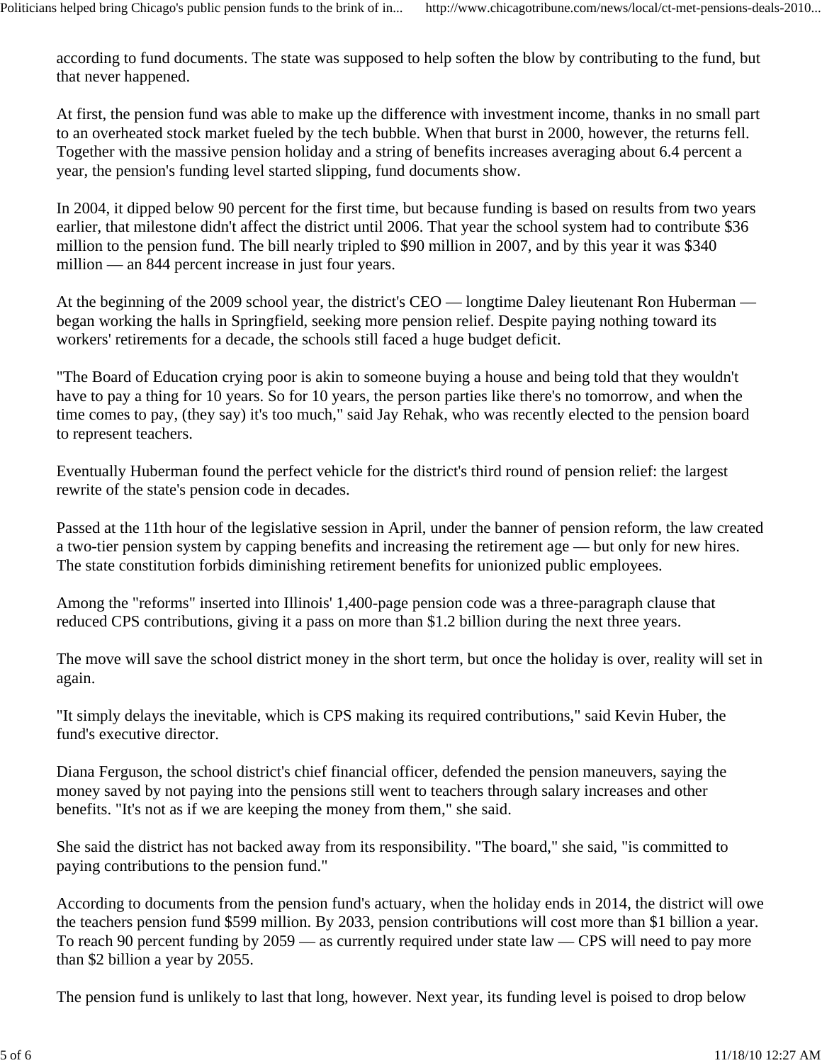according to fund documents. The state was supposed to help soften the blow by contributing to the fund, but that never happened.

At first, the pension fund was able to make up the difference with investment income, thanks in no small part to an overheated stock market fueled by the tech bubble. When that burst in 2000, however, the returns fell. Together with the massive pension holiday and a string of benefits increases averaging about 6.4 percent a year, the pension's funding level started slipping, fund documents show.

In 2004, it dipped below 90 percent for the first time, but because funding is based on results from two years earlier, that milestone didn't affect the district until 2006. That year the school system had to contribute $36 million to the pension fund. The bill nearly tripled to $90 million in 2007, and by this year it was $340 million — an 844 percent increase in just four years.

At the beginning of the 2009 school year, the district's CEO — longtime Daley lieutenant Ron Huberman — began working the halls in Springfield, seeking more pension relief. Despite paying nothing toward its workers' retirements for a decade, the schools still faced a huge budget deficit.

"The Board of Education crying poor is akin to someone buying a house and being told that they wouldn't have to pay a thing for 10 years. So for 10 years, the person parties like there's no tomorrow, and when the time comes to pay, (they say) it's too much," said Jay Rehak, who was recently elected to the pension board to represent teachers.

Eventually Huberman found the perfect vehicle for the district's third round of pension relief: the largest rewrite of the state's pension code in decades.

Passed at the 11th hour of the legislative session in April, under the banner of pension reform, the law created a two-tier pension system by capping benefits and increasing the retirement age — but only for new hires. The state constitution forbids diminishing retirement benefits for unionized public employees.

Among the "reforms" inserted into Illinois' 1,400-page pension code was a three-paragraph clause that reduced CPS contributions, giving it a pass on more than $1.2 billion during the next three years.

The move will save the school district money in the short term, but once the holiday is over, reality will set in again.

"It simply delays the inevitable, which is CPS making its required contributions," said Kevin Huber, the fund's executive director.

Diana Ferguson, the school district's chief financial officer, defended the pension maneuvers, saying the money saved by not paying into the pensions still went to teachers through salary increases and other benefits. "It's not as if we are keeping the money from them," she said.

She said the district has not backed away from its responsibility. "The board," she said, "is committed to paying contributions to the pension fund."

According to documents from the pension fund's actuary, when the holiday ends in 2014, the district will owe the teachers pension fund $599 million. By 2033, pension contributions will cost more than $1 billion a year. To reach 90 percent funding by 2059 — as currently required under state law — CPS will need to pay more than $2 billion a year by 2055.

The pension fund is unlikely to last that long, however. Next year, its funding level is poised to drop below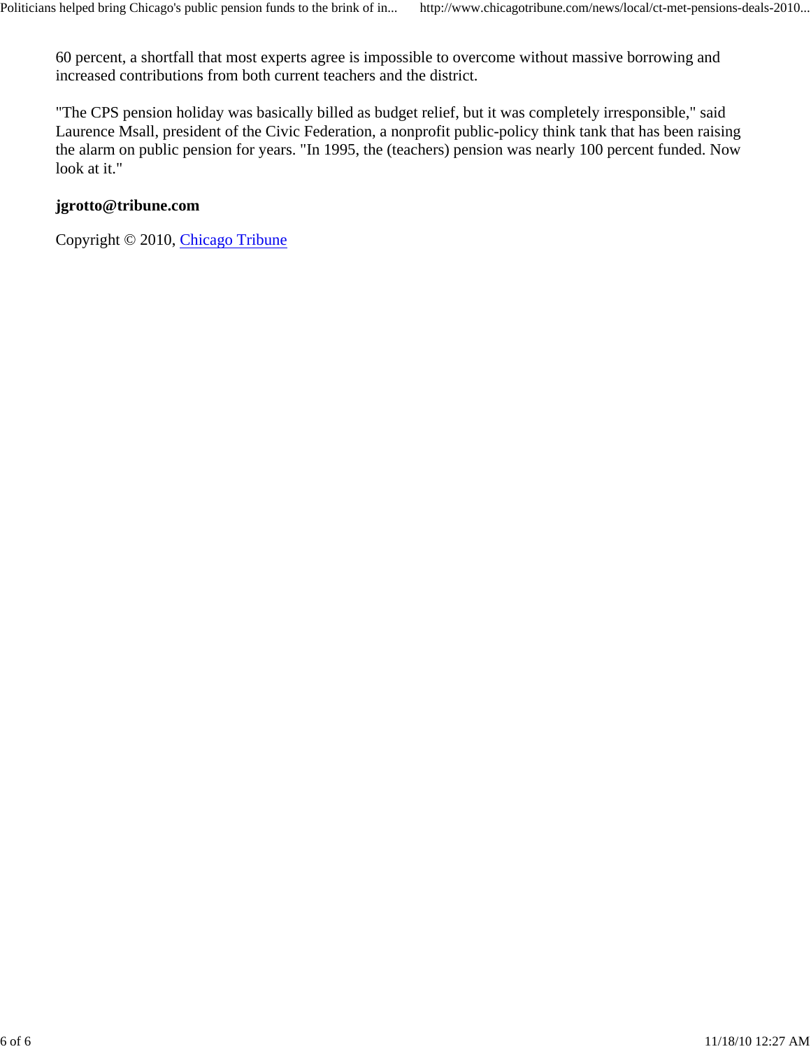60 percent, a shortfall that most experts agree is impossible to overcome without massive borrowing and increased contributions from both current teachers and the district.

"The CPS pension holiday was basically billed as budget relief, but it was completely irresponsible," said Laurence Msall, president of the Civic Federation, a nonprofit public-policy think tank that has been raising the alarm on public pension for years. "In 1995, the (teachers) pension was nearly 100 percent funded. Now look at it."

**jgrotto@tribune.com**

Copyright © 2010, Chicago Tribune